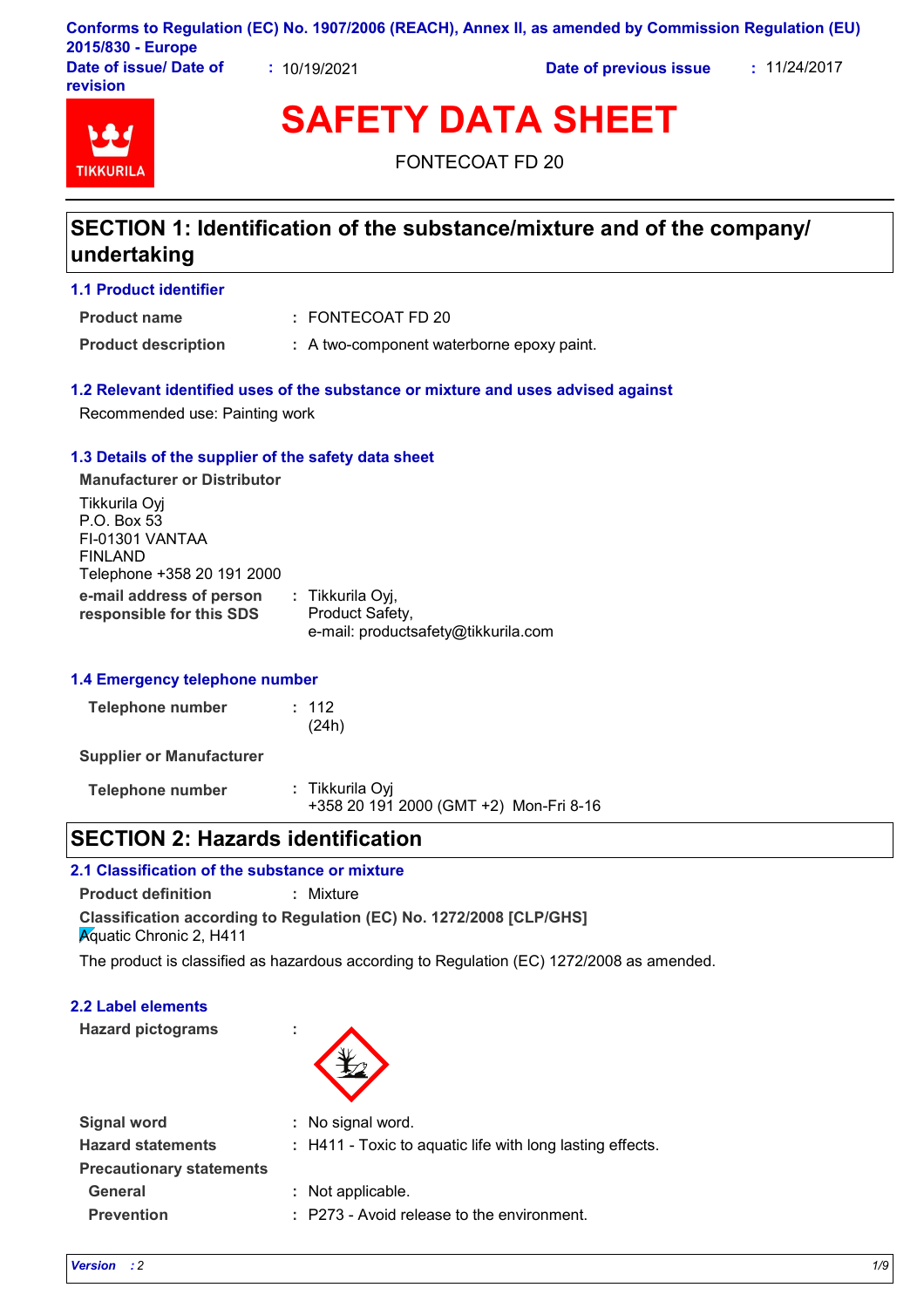Conforms to Regulation (EC) No. 1907/2006 (REACH), Annex II, as amended by Commission Regulation (EU) 2015/830 - Europe

**Date of issue/ Date of revision** : 10/19/2021 **Date of previous issue** : 11/24/2017

# SAFETY DATA SHEET

FONTECOAT FD 20

## SECTION 1: Identification of the substance/mixture and of the company/ undertaking

### 1.1 Product identifier

**Product name** : FONTECOAT FD 20

**Product description** : A two-component waterborne epoxy paint.

### 1.2 Relevant identified uses of the substance or mixture and uses advised against

Recommended use: Painting work

### 1.3 Details of the supplier of the safety data sheet

**Manufacturer or Distributor**

Tikkurila Oyj
P.O. Box 53
FI-01301 VANTAA
FINLAND
Telephone +358 20 191 2000

**e-mail address of person responsible for this SDS** : Tikkurila Oyj, Product Safety, e-mail: productsafety@tikkurila.com

### 1.4 Emergency telephone number

**Telephone number** : 112 (24h)

**Supplier or Manufacturer**

**Telephone number** : Tikkurila Oyj +358 20 191 2000 (GMT +2) Mon-Fri 8-16

## SECTION 2: Hazards identification

### 2.1 Classification of the substance or mixture

**Product definition** : Mixture

**Classification according to Regulation (EC) No. 1272/2008 [CLP/GHS]**

Aquatic Chronic 2, H411

The product is classified as hazardous according to Regulation (EC) 1272/2008 as amended.

### 2.2 Label elements

**Hazard pictograms** :

**Signal word** : No signal word.

**Hazard statements** : H411 - Toxic to aquatic life with long lasting effects.

**Precautionary statements**

**General** : Not applicable.

**Prevention** : P273 - Avoid release to the environment.

*Version* : 2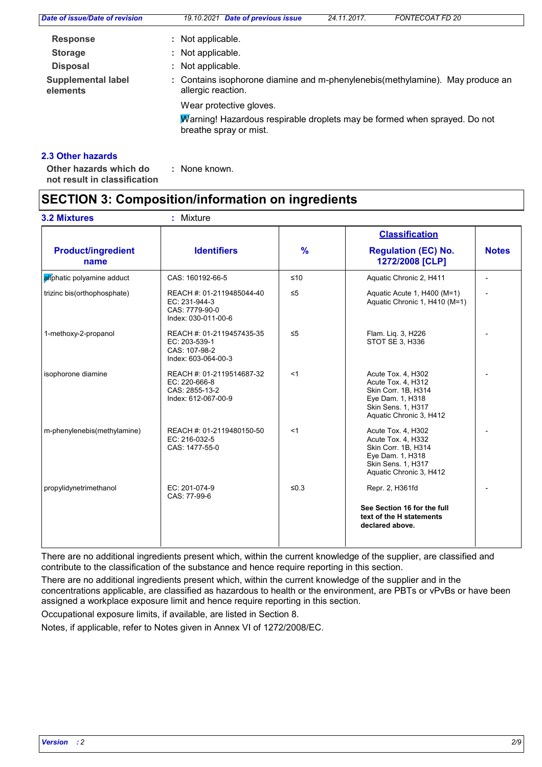| | | |
|---|---|---|
| **Response** | : | Not applicable. |
| **Storage** | : | Not applicable. |
| **Disposal** | : | Not applicable. |
| **Supplemental label elements** | : | Contains isophorone diamine and m-phenylenebis(methylamine). May produce an allergic reaction. Wear protective gloves. Warning! Hazardous respirable droplets may be formed when sprayed. Do not breathe spray or mist. |

### 2.3 Other hazards

**Other hazards which do not result in classification** : None known.

## SECTION 3: Composition/information on ingredients

**3.2 Mixtures** : Mixture

| Product/ingredient name | Identifiers | % | Classification Regulation (EC) No. 1272/2008 [CLP] | Notes |
|---|---|---|---|---|
| aliphatic polyamine adduct | CAS: 160192-66-5 | ≤10 | Aquatic Chronic 2, H411 | - |
| trizinc bis(orthophosphate) | REACH #: 01-2119485044-40<br>EC: 231-944-3<br>CAS: 7779-90-0<br>Index: 030-011-00-6 | ≤5 | Aquatic Acute 1, H400 (M=1)<br>Aquatic Chronic 1, H410 (M=1) | - |
| 1-methoxy-2-propanol | REACH #: 01-2119457435-35<br>EC: 203-539-1<br>CAS: 107-98-2<br>Index: 603-064-00-3 | ≤5 | Flam. Liq. 3, H226<br>STOT SE 3, H336 | - |
| isophorone diamine | REACH #: 01-2119514687-32<br>EC: 220-666-8<br>CAS: 2855-13-2<br>Index: 612-067-00-9 | <1 | Acute Tox. 4, H302<br>Acute Tox. 4, H312<br>Skin Corr. 1B, H314<br>Eye Dam. 1, H318<br>Skin Sens. 1, H317<br>Aquatic Chronic 3, H412 | - |
| m-phenylenebis(methylamine) | REACH #: 01-2119480150-50<br>EC: 216-032-5<br>CAS: 1477-55-0 | <1 | Acute Tox. 4, H302<br>Acute Tox. 4, H332<br>Skin Corr. 1B, H314<br>Eye Dam. 1, H318<br>Skin Sens. 1, H317<br>Aquatic Chronic 3, H412 | - |
| propylidynetrimethanol | EC: 201-074-9<br>CAS: 77-99-6 | ≤0.3 | Repr. 2, H361fd<br><br>**See Section 16 for the full text of the H statements declared above.** | - |

There are no additional ingredients present which, within the current knowledge of the supplier, are classified and contribute to the classification of the substance and hence require reporting in this section.

There are no additional ingredients present which, within the current knowledge of the supplier and in the concentrations applicable, are classified as hazardous to health or the environment, are PBTs or vPvBs or have been assigned a workplace exposure limit and hence require reporting in this section.

Occupational exposure limits, if available, are listed in Section 8.

Notes, if applicable, refer to Notes given in Annex VI of 1272/2008/EC.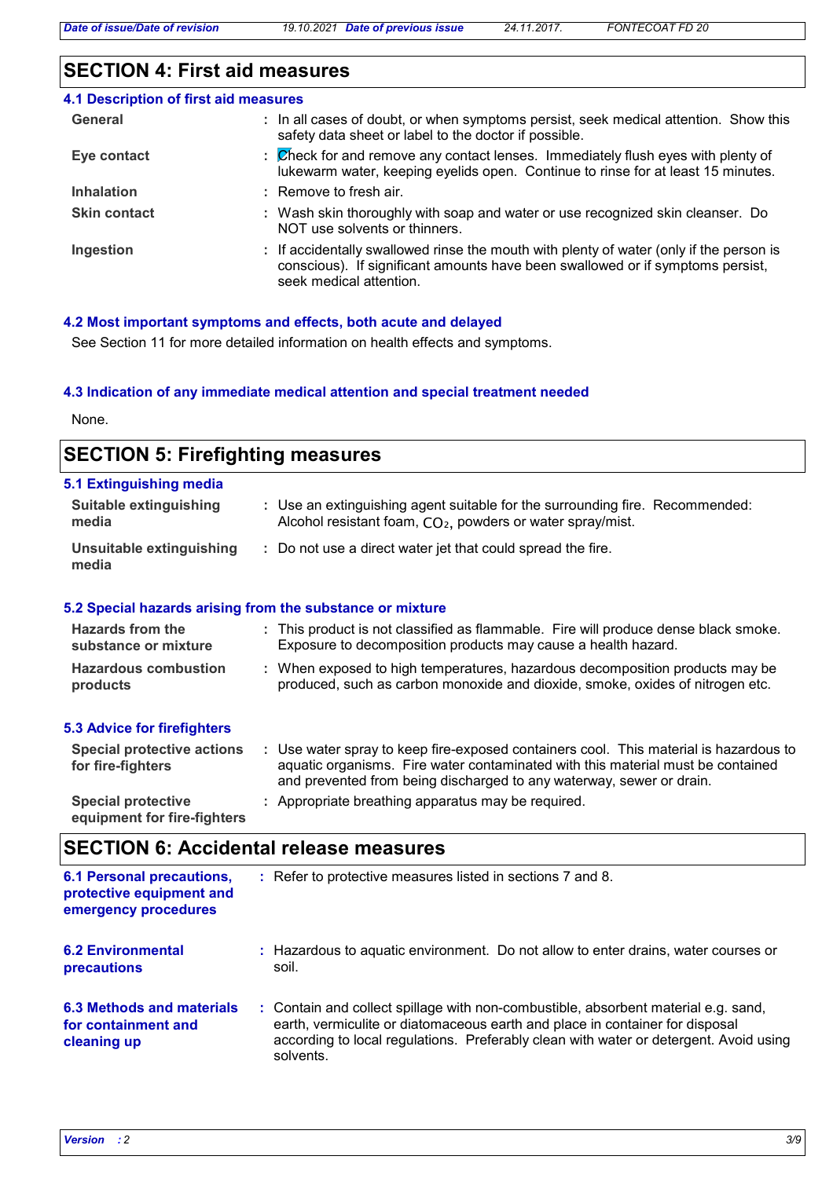## SECTION 4: First aid measures

### 4.1 Description of first aid measures

| | |
|---|---|
| **General** | : In all cases of doubt, or when symptoms persist, seek medical attention. Show this safety data sheet or label to the doctor if possible. |
| **Eye contact** | : Check for and remove any contact lenses. Immediately flush eyes with plenty of lukewarm water, keeping eyelids open. Continue to rinse for at least 15 minutes. |
| **Inhalation** | : Remove to fresh air. |
| **Skin contact** | : Wash skin thoroughly with soap and water or use recognized skin cleanser. Do NOT use solvents or thinners. |
| **Ingestion** | : If accidentally swallowed rinse the mouth with plenty of water (only if the person is conscious). If significant amounts have been swallowed or if symptoms persist, seek medical attention. |

### 4.2 Most important symptoms and effects, both acute and delayed

See Section 11 for more detailed information on health effects and symptoms.

### 4.3 Indication of any immediate medical attention and special treatment needed

None.

## SECTION 5: Firefighting measures

### 5.1 Extinguishing media

| | |
|---|---|
| **Suitable extinguishing media** | : Use an extinguishing agent suitable for the surrounding fire. Recommended: Alcohol resistant foam, $CO_2$, powders or water spray/mist. |
| **Unsuitable extinguishing media** | : Do not use a direct water jet that could spread the fire. |

### 5.2 Special hazards arising from the substance or mixture

| | |
|---|---|
| **Hazards from the substance or mixture** | : This product is not classified as flammable. Fire will produce dense black smoke. Exposure to decomposition products may cause a health hazard. |
| **Hazardous combustion products** | : When exposed to high temperatures, hazardous decomposition products may be produced, such as carbon monoxide and dioxide, smoke, oxides of nitrogen etc. |

### 5.3 Advice for firefighters

| | |
|---|---|
| **Special protective actions for fire-fighters** | : Use water spray to keep fire-exposed containers cool. This material is hazardous to aquatic organisms. Fire water contaminated with this material must be contained and prevented from being discharged to any waterway, sewer or drain. |
| **Special protective equipment for fire-fighters** | : Appropriate breathing apparatus may be required. |

## SECTION 6: Accidental release measures

| | |
|---|---|
| **6.1 Personal precautions, protective equipment and emergency procedures** | : Refer to protective measures listed in sections 7 and 8. |
| **6.2 Environmental precautions** | : Hazardous to aquatic environment. Do not allow to enter drains, water courses or soil. |
| **6.3 Methods and materials for containment and cleaning up** | : Contain and collect spillage with non-combustible, absorbent material e.g. sand, earth, vermiculite or diatomaceous earth and place in container for disposal according to local regulations. Preferably clean with water or detergent. Avoid using solvents. |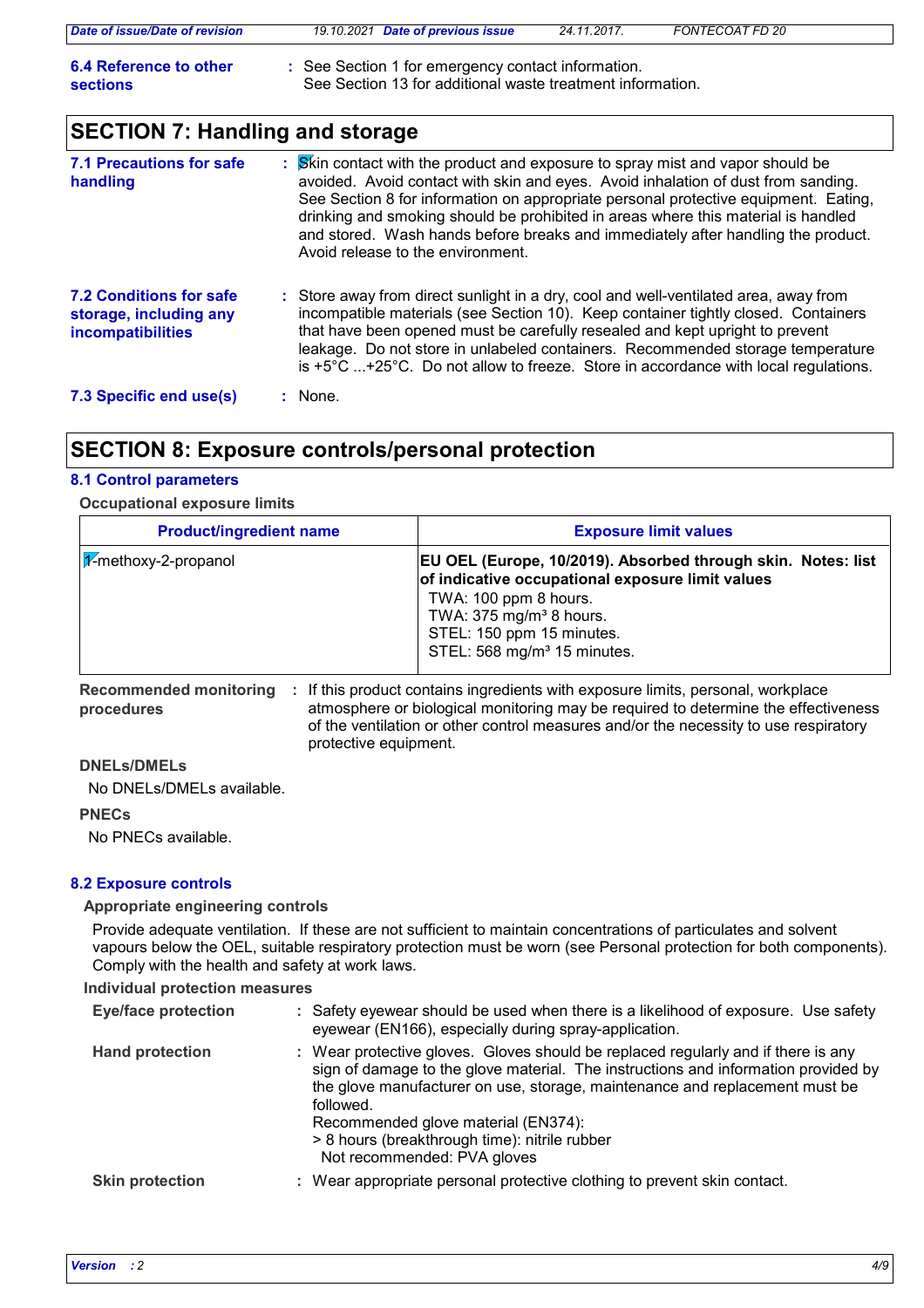**6.4 Reference to other sections** : See Section 1 for emergency contact information.
See Section 13 for additional waste treatment information.

## SECTION 7: Handling and storage

**7.1 Precautions for safe handling** : Skin contact with the product and exposure to spray mist and vapor should be avoided. Avoid contact with skin and eyes. Avoid inhalation of dust from sanding. See Section 8 for information on appropriate personal protective equipment. Eating, drinking and smoking should be prohibited in areas where this material is handled and stored. Wash hands before breaks and immediately after handling the product. Avoid release to the environment.

**7.2 Conditions for safe storage, including any incompatibilities** : Store away from direct sunlight in a dry, cool and well-ventilated area, away from incompatible materials (see Section 10). Keep container tightly closed. Containers that have been opened must be carefully resealed and kept upright to prevent leakage. Do not store in unlabeled containers. Recommended storage temperature is +5°C ...+25°C. Do not allow to freeze. Store in accordance with local regulations.

**7.3 Specific end use(s)** : None.

## SECTION 8: Exposure controls/personal protection

### 8.1 Control parameters

**Occupational exposure limits**

| Product/ingredient name | Exposure limit values |
|---|---|
| 1-methoxy-2-propanol | **EU OEL (Europe, 10/2019). Absorbed through skin. Notes: list of indicative occupational exposure limit values** TWA: 100 ppm 8 hours. TWA: 375 mg/m³ 8 hours. STEL: 150 ppm 15 minutes. STEL: 568 mg/m³ 15 minutes. |

**Recommended monitoring procedures** : If this product contains ingredients with exposure limits, personal, workplace atmosphere or biological monitoring may be required to determine the effectiveness of the ventilation or other control measures and/or the necessity to use respiratory protective equipment.

**DNELs/DMELs**

No DNELs/DMELs available.

**PNECs**

No PNECs available.

### 8.2 Exposure controls

**Appropriate engineering controls**

Provide adequate ventilation. If these are not sufficient to maintain concentrations of particulates and solvent vapours below the OEL, suitable respiratory protection must be worn (see Personal protection for both components). Comply with the health and safety at work laws.

**Individual protection measures**

**Eye/face protection** : Safety eyewear should be used when there is a likelihood of exposure. Use safety eyewear (EN166), especially during spray-application.

**Hand protection** : Wear protective gloves. Gloves should be replaced regularly and if there is any sign of damage to the glove material. The instructions and information provided by the glove manufacturer on use, storage, maintenance and replacement must be followed.
Recommended glove material (EN374):
> 8 hours (breakthrough time): nitrile rubber
Not recommended: PVA gloves

**Skin protection** : Wear appropriate personal protective clothing to prevent skin contact.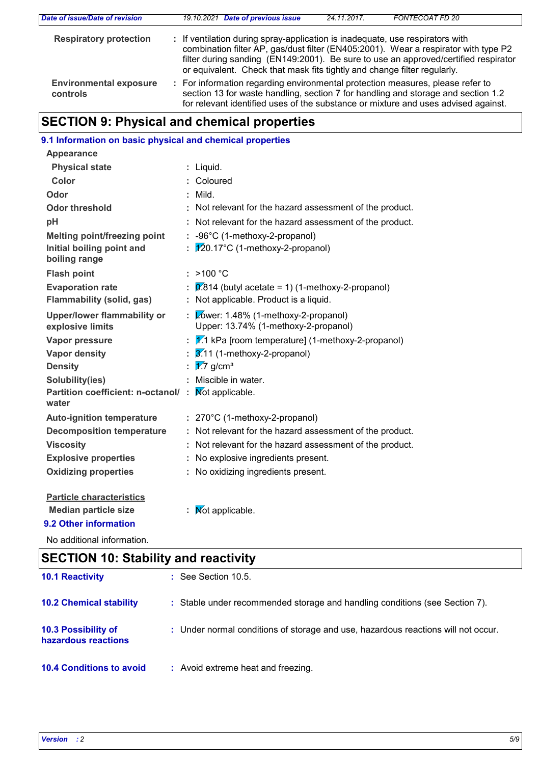| | |
|---|---|
| **Respiratory protection** | : If ventilation during spray-application is inadequate, use respirators with combination filter AP, gas/dust filter (EN405:2001). Wear a respirator with type P2 filter during sanding (EN149:2001). Be sure to use an approved/certified respirator or equivalent. Check that mask fits tightly and change filter regularly. |
| **Environmental exposure controls** | : For information regarding environmental protection measures, please refer to section 13 for waste handling, section 7 for handling and storage and section 1.2 for relevant identified uses of the substance or mixture and uses advised against. |

## SECTION 9: Physical and chemical properties

### 9.1 Information on basic physical and chemical properties

**Appearance**

| | |
|---|---|
| **Physical state** | : Liquid. |
| **Color** | : Coloured |
| **Odor** | : Mild. |
| **Odor threshold** | : Not relevant for the hazard assessment of the product. |
| **pH** | : Not relevant for the hazard assessment of the product. |
| **Melting point/freezing point** | : -96°C (1-methoxy-2-propanol) |
| **Initial boiling point and boiling range** | : 120.17°C (1-methoxy-2-propanol) |
| **Flash point** | : >100 °C |
| **Evaporation rate** | : 0.814 (butyl acetate = 1) (1-methoxy-2-propanol) |
| **Flammability (solid, gas)** | : Not applicable. Product is a liquid. |
| **Upper/lower flammability or explosive limits** | : Lower: 1.48% (1-methoxy-2-propanol)<br>Upper: 13.74% (1-methoxy-2-propanol) |
| **Vapor pressure** | : 1.1 kPa [room temperature] (1-methoxy-2-propanol) |
| **Vapor density** | : 3.11 (1-methoxy-2-propanol) |
| **Density** | : 1.7 g/cm³ |
| **Solubility(ies)** | : Miscible in water. |
| **Partition coefficient: n-octanol/ water** | : Not applicable. |
| **Auto-ignition temperature** | : 270°C (1-methoxy-2-propanol) |
| **Decomposition temperature** | : Not relevant for the hazard assessment of the product. |
| **Viscosity** | : Not relevant for the hazard assessment of the product. |
| **Explosive properties** | : No explosive ingredients present. |
| **Oxidizing properties** | : No oxidizing ingredients present. |

**Particle characteristics**

| | |
|---|---|
| **Median particle size** | : Not applicable. |

### 9.2 Other information

No additional information.

## SECTION 10: Stability and reactivity

| | |
|---|---|
| **10.1 Reactivity** | : See Section 10.5. |
| **10.2 Chemical stability** | : Stable under recommended storage and handling conditions (see Section 7). |
| **10.3 Possibility of hazardous reactions** | : Under normal conditions of storage and use, hazardous reactions will not occur. |
| **10.4 Conditions to avoid** | : Avoid extreme heat and freezing. |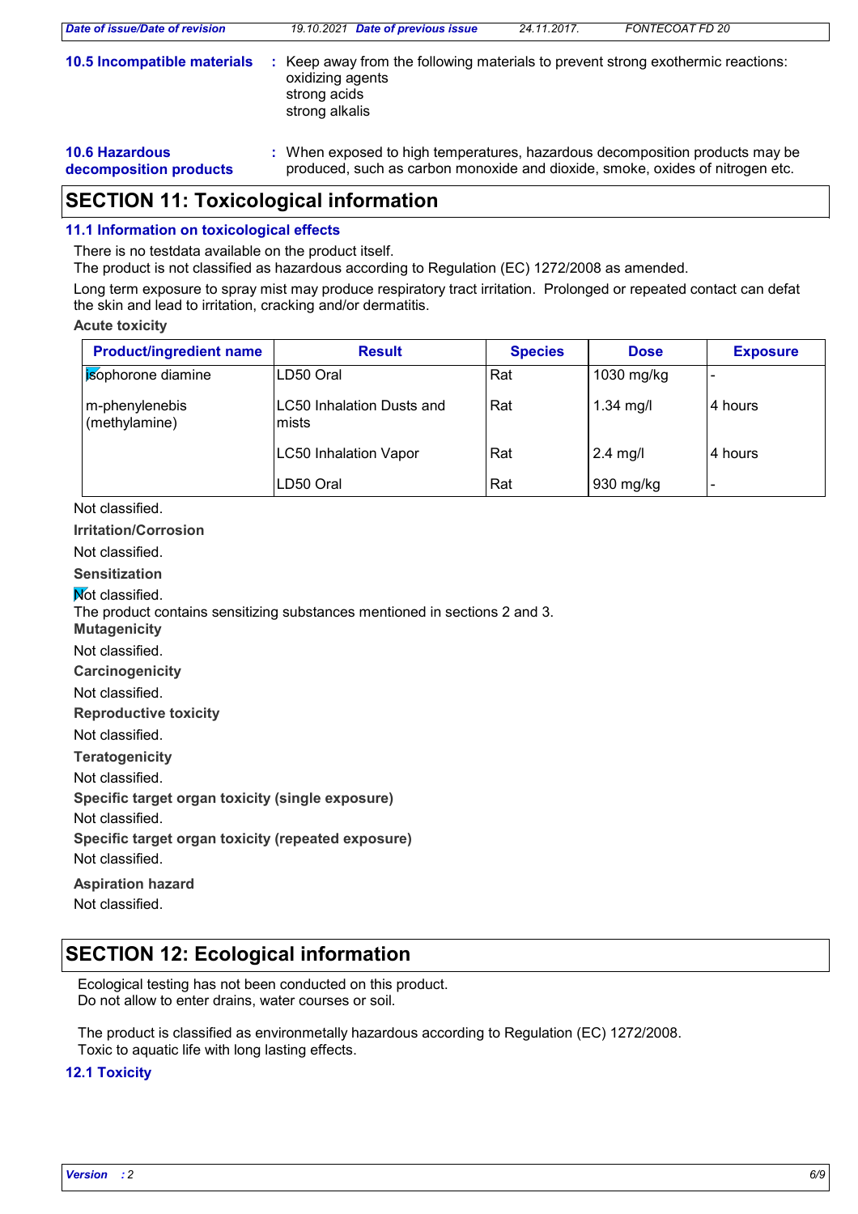**10.5 Incompatible materials** : Keep away from the following materials to prevent strong exothermic reactions:
oxidizing agents
strong acids
strong alkalis

**10.6 Hazardous decomposition products** : When exposed to high temperatures, hazardous decomposition products may be produced, such as carbon monoxide and dioxide, smoke, oxides of nitrogen etc.

# SECTION 11: Toxicological information

### 11.1 Information on toxicological effects

There is no testdata available on the product itself.
The product is not classified as hazardous according to Regulation (EC) 1272/2008 as amended.

Long term exposure to spray mist may produce respiratory tract irritation. Prolonged or repeated contact can defat the skin and lead to irritation, cracking and/or dermatitis.

**Acute toxicity**

| Product/ingredient name | Result | Species | Dose | Exposure |
|---|---|---|---|---|
| isophorone diamine | LD50 Oral | Rat | 1030 mg/kg | - |
| m-phenylenebis (methylamine) | LC50 Inhalation Dusts and mists | Rat | 1.34 mg/l | 4 hours |
| | LC50 Inhalation Vapor | Rat | 2.4 mg/l | 4 hours |
| | LD50 Oral | Rat | 930 mg/kg | - |

Not classified.

**Irritation/Corrosion**

Not classified.

**Sensitization**

Not classified.
The product contains sensitizing substances mentioned in sections 2 and 3.

**Mutagenicity**

Not classified.

**Carcinogenicity**

Not classified.

**Reproductive toxicity**

Not classified.

**Teratogenicity**

Not classified.

**Specific target organ toxicity (single exposure)**

Not classified.

**Specific target organ toxicity (repeated exposure)**

Not classified.

**Aspiration hazard**

Not classified.

# SECTION 12: Ecological information

Ecological testing has not been conducted on this product.
Do not allow to enter drains, water courses or soil.

The product is classified as environmetally hazardous according to Regulation (EC) 1272/2008.
Toxic to aquatic life with long lasting effects.

### 12.1 Toxicity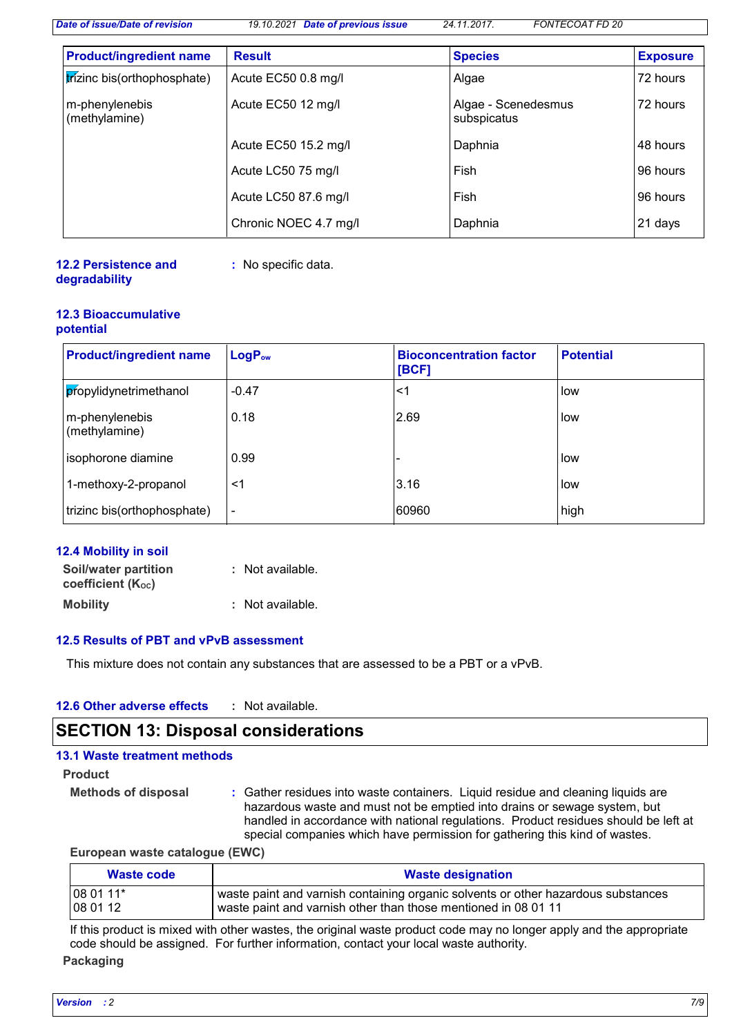| Product/ingredient name | Result | Species | Exposure |
|---|---|---|---|
| trizinc bis(orthophosphate) | Acute EC50 0.8 mg/l | Algae | 72 hours |
| m-phenylenebis (methylamine) | Acute EC50 12 mg/l | Algae - Scenedesmus subspicatus | 72 hours |
| | Acute EC50 15.2 mg/l | Daphnia | 48 hours |
| | Acute LC50 75 mg/l | Fish | 96 hours |
| | Acute LC50 87.6 mg/l | Fish | 96 hours |
| | Chronic NOEC 4.7 mg/l | Daphnia | 21 days |

### 12.2 Persistence and degradability

: No specific data.

### 12.3 Bioaccumulative potential

| Product/ingredient name | $LogP_{ow}$ | Bioconcentration factor [BCF] | Potential |
|---|---|---|---|
| propylidynetrimethanol | -0.47 | <1 | low |
| m-phenylenebis (methylamine) | 0.18 | 2.69 | low |
| isophorone diamine | 0.99 | - | low |
| 1-methoxy-2-propanol | <1 | 3.16 | low |
| trizinc bis(orthophosphate) | - | 60960 | high |

### 12.4 Mobility in soil

**Soil/water partition coefficient ($K_{OC}$)** : Not available.

**Mobility** : Not available.

### 12.5 Results of PBT and vPvB assessment

This mixture does not contain any substances that are assessed to be a PBT or a vPvB.

### 12.6 Other adverse effects

: Not available.

## SECTION 13: Disposal considerations

### 13.1 Waste treatment methods

**Product**

**Methods of disposal** : Gather residues into waste containers. Liquid residue and cleaning liquids are hazardous waste and must not be emptied into drains or sewage system, but handled in accordance with national regulations. Product residues should be left at special companies which have permission for gathering this kind of wastes.

**European waste catalogue (EWC)**

| Waste code | Waste designation |
|---|---|
| 08 01 11*<br>08 01 12 | waste paint and varnish containing organic solvents or other hazardous substances<br>waste paint and varnish other than those mentioned in 08 01 11 |

If this product is mixed with other wastes, the original waste product code may no longer apply and the appropriate code should be assigned. For further information, contact your local waste authority.

**Packaging**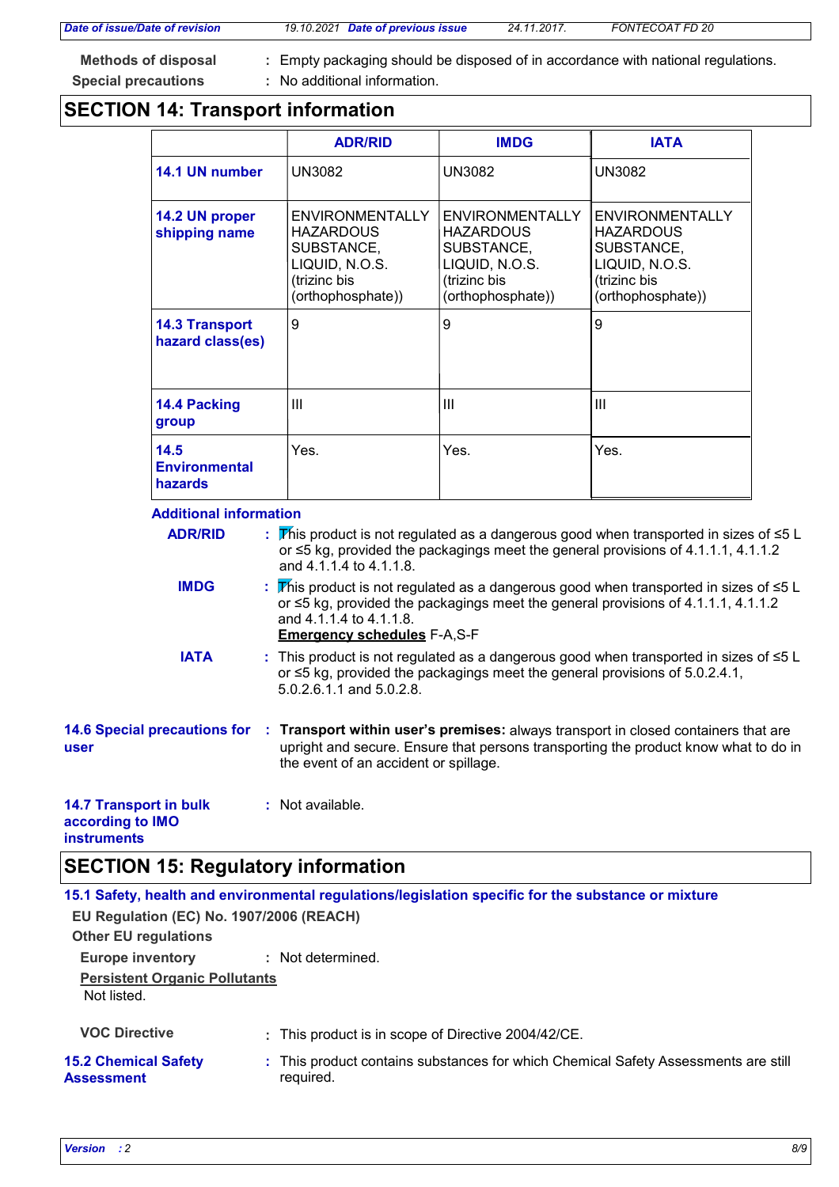**Methods of disposal** : Empty packaging should be disposed of in accordance with national regulations.

**Special precautions** : No additional information.

## SECTION 14: Transport information

| | ADR/RID | IMDG | IATA |
|---|---|---|---|
| **14.1 UN number** | UN3082 | UN3082 | UN3082 |
| **14.2 UN proper shipping name** | ENVIRONMENTALLY HAZARDOUS SUBSTANCE, LIQUID, N.O.S. (trizinc bis (orthophosphate)) | ENVIRONMENTALLY HAZARDOUS SUBSTANCE, LIQUID, N.O.S. (trizinc bis (orthophosphate)) | ENVIRONMENTALLY HAZARDOUS SUBSTANCE, LIQUID, N.O.S. (trizinc bis (orthophosphate)) |
| **14.3 Transport hazard class(es)** | 9 | 9 | 9 |
| **14.4 Packing group** | III | III | III |
| **14.5 Environmental hazards** | Yes. | Yes. | Yes. |

**Additional information**

**ADR/RID** : This product is not regulated as a dangerous good when transported in sizes of ≤5 L or ≤5 kg, provided the packagings meet the general provisions of 4.1.1.1, 4.1.1.2 and 4.1.1.4 to 4.1.1.8.

**IMDG** : This product is not regulated as a dangerous good when transported in sizes of ≤5 L or ≤5 kg, provided the packagings meet the general provisions of 4.1.1.1, 4.1.1.2 and 4.1.1.4 to 4.1.1.8.
**Emergency schedules** F-A,S-F

**IATA** : This product is not regulated as a dangerous good when transported in sizes of ≤5 L or ≤5 kg, provided the packagings meet the general provisions of 5.0.2.4.1, 5.0.2.6.1.1 and 5.0.2.8.

**14.6 Special precautions for user** : **Transport within user's premises:** always transport in closed containers that are upright and secure. Ensure that persons transporting the product know what to do in the event of an accident or spillage.

**14.7 Transport in bulk according to IMO instruments** : Not available.

## SECTION 15: Regulatory information

### 15.1 Safety, health and environmental regulations/legislation specific for the substance or mixture

**EU Regulation (EC) No. 1907/2006 (REACH)**

**Other EU regulations**

**Europe inventory** : Not determined.

**Persistent Organic Pollutants**
Not listed.

**VOC Directive** : This product is in scope of Directive 2004/42/CE.

**15.2 Chemical Safety Assessment** : This product contains substances for which Chemical Safety Assessments are still required.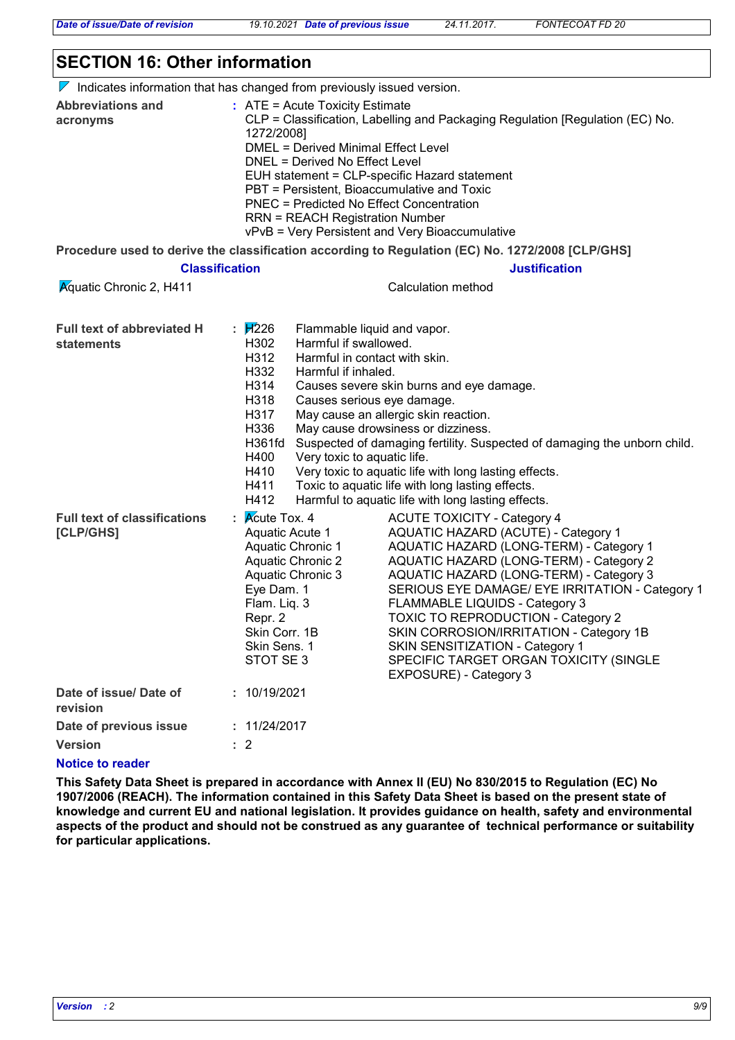## SECTION 16: Other information

Indicates information that has changed from previously issued version.

**Abbreviations and acronyms** : ATE = Acute Toxicity Estimate
CLP = Classification, Labelling and Packaging Regulation [Regulation (EC) No. 1272/2008]
DMEL = Derived Minimal Effect Level
DNEL = Derived No Effect Level
EUH statement = CLP-specific Hazard statement
PBT = Persistent, Bioaccumulative and Toxic
PNEC = Predicted No Effect Concentration
RRN = REACH Registration Number
vPvB = Very Persistent and Very Bioaccumulative

**Procedure used to derive the classification according to Regulation (EC) No. 1272/2008 [CLP/GHS]**

| Classification | Justification |
|---|---|
| Aquatic Chronic 2, H411 | Calculation method |

**Full text of abbreviated H statements** :

| | |
|---|---|
| H226 | Flammable liquid and vapor. |
| H302 | Harmful if swallowed. |
| H312 | Harmful in contact with skin. |
| H332 | Harmful if inhaled. |
| H314 | Causes severe skin burns and eye damage. |
| H318 | Causes serious eye damage. |
| H317 | May cause an allergic skin reaction. |
| H336 | May cause drowsiness or dizziness. |
| H361fd | Suspected of damaging fertility. Suspected of damaging the unborn child. |
| H400 | Very toxic to aquatic life. |
| H410 | Very toxic to aquatic life with long lasting effects. |
| H411 | Toxic to aquatic life with long lasting effects. |
| H412 | Harmful to aquatic life with long lasting effects. |

**Full text of classifications [CLP/GHS]** :

| | |
|---|---|
| Acute Tox. 4 | ACUTE TOXICITY - Category 4 |
| Aquatic Acute 1 | AQUATIC HAZARD (ACUTE) - Category 1 |
| Aquatic Chronic 1 | AQUATIC HAZARD (LONG-TERM) - Category 1 |
| Aquatic Chronic 2 | AQUATIC HAZARD (LONG-TERM) - Category 2 |
| Aquatic Chronic 3 | AQUATIC HAZARD (LONG-TERM) - Category 3 |
| Eye Dam. 1 | SERIOUS EYE DAMAGE/ EYE IRRITATION - Category 1 |
| Flam. Liq. 3 | FLAMMABLE LIQUIDS - Category 3 |
| Repr. 2 | TOXIC TO REPRODUCTION - Category 2 |
| Skin Corr. 1B | SKIN CORROSION/IRRITATION - Category 1B |
| Skin Sens. 1 | SKIN SENSITIZATION - Category 1 |
| STOT SE 3 | SPECIFIC TARGET ORGAN TOXICITY (SINGLE EXPOSURE) - Category 3 |

**Date of issue/ Date of revision** : 10/19/2021

**Date of previous issue** : 11/24/2017

**Version** : 2

### Notice to reader

**This Safety Data Sheet is prepared in accordance with Annex II (EU) No 830/2015 to Regulation (EC) No 1907/2006 (REACH). The information contained in this Safety Data Sheet is based on the present state of knowledge and current EU and national legislation. It provides guidance on health, safety and environmental aspects of the product and should not be construed as any guarantee of technical performance or suitability for particular applications.**